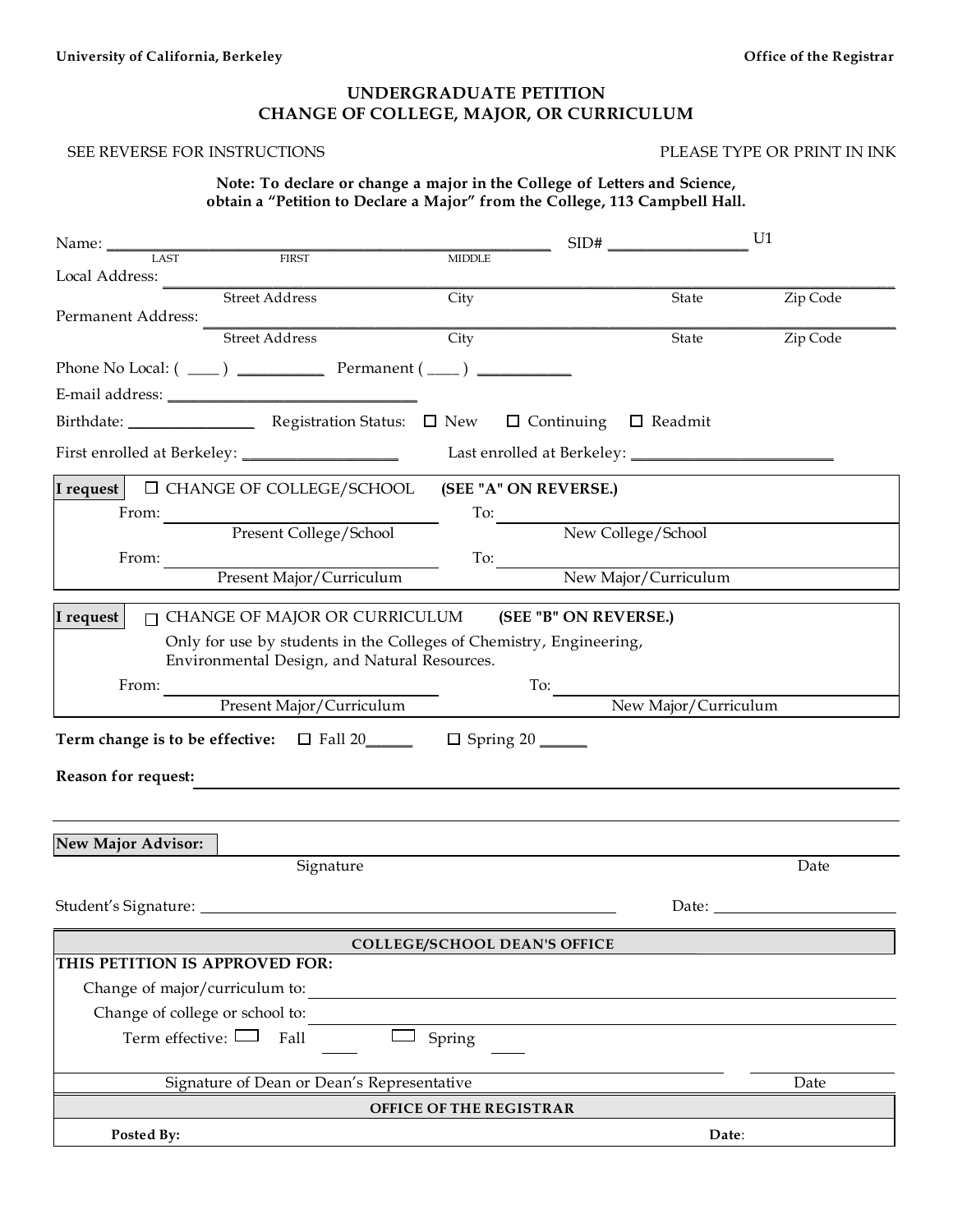University of California, Berkeley — Office of the Registrar

# UNDERGRADUATE PETITION
## CHANGE OF COLLEGE, MAJOR, OR CURRICULUM

SEE REVERSE FOR INSTRUCTIONS — PLEASE TYPE OR PRINT IN INK

**Note: To declare or change a major in the College of Letters and Science, obtain a "Petition to Declare a Major" from the College, 113 Campbell Hall.**

Name: ______________________________ (LAST / FIRST / MIDDLE) SID# ______________ U1

Local Address: ______________________________ (Street Address / City / State / Zip Code)

Permanent Address: ______________________________ (Street Address / City / State / Zip Code)

Phone No Local: ( ____ ) __________ Permanent ( ____ ) __________

E-mail address: ______________________________

Birthdate: ______________ Registration Status: ☐ New ☐ Continuing ☐ Readmit

First enrolled at Berkeley: ________________ Last enrolled at Berkeley: ______________________

---

**I request** ☐ CHANGE OF COLLEGE/SCHOOL **(SEE "A" ON REVERSE.)**

From: ______________________ (Present College/School) To: ______________________ (New College/School)

From: ______________________ (Present Major/Curriculum) To: ______________________ (New Major/Curriculum)

---

**I request** ☐ CHANGE OF MAJOR OR CURRICULUM **(SEE "B" ON REVERSE.)**

Only for use by students in the Colleges of Chemistry, Engineering, Environmental Design, and Natural Resources.

From: ______________________ (Present Major/Curriculum) To: ______________________ (New Major/Curriculum)

---

**Term change is to be effective:** ☐ Fall 20_____ ☐ Spring 20 _____

**Reason for request:** ______________________________________________

**New Major Advisor:** ______________________________ Signature ________ Date

Student's Signature: ______________________________ Date: ______________

---

**COLLEGE/SCHOOL DEAN'S OFFICE**

**THIS PETITION IS APPROVED FOR:**

Change of major/curriculum to: ______________________________

Change of college or school to: ______________________________

Term effective: ☐ Fall ____ ☐ Spring ____

______________________________ Signature of Dean or Dean's Representative ________ Date

---

**OFFICE OF THE REGISTRAR**

**Posted By:** ______________ **Date**: ______________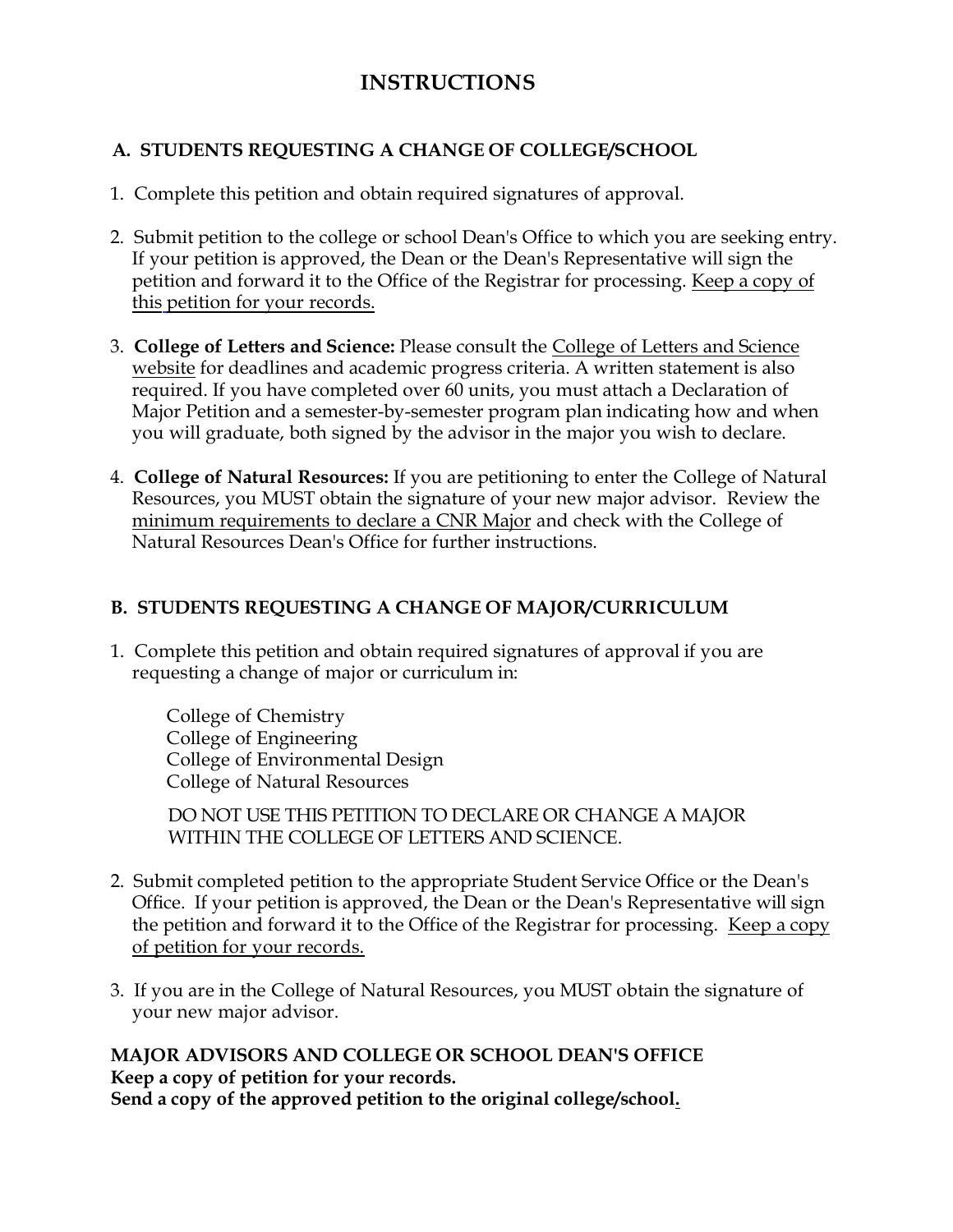# INSTRUCTIONS

## A. STUDENTS REQUESTING A CHANGE OF COLLEGE/SCHOOL

1. Complete this petition and obtain required signatures of approval.

2. Submit petition to the college or school Dean's Office to which you are seeking entry. If your petition is approved, the Dean or the Dean's Representative will sign the petition and forward it to the Office of the Registrar for processing. Keep a copy of this petition for your records.

3. **College of Letters and Science:** Please consult the College of Letters and Science website for deadlines and academic progress criteria. A written statement is also required. If you have completed over 60 units, you must attach a Declaration of Major Petition and a semester-by-semester program plan indicating how and when you will graduate, both signed by the advisor in the major you wish to declare.

4. **College of Natural Resources:** If you are petitioning to enter the College of Natural Resources, you MUST obtain the signature of your new major advisor. Review the minimum requirements to declare a CNR Major and check with the College of Natural Resources Dean's Office for further instructions.

## B. STUDENTS REQUESTING A CHANGE OF MAJOR/CURRICULUM

1. Complete this petition and obtain required signatures of approval if you are requesting a change of major or curriculum in:

   College of Chemistry
   College of Engineering
   College of Environmental Design
   College of Natural Resources

   DO NOT USE THIS PETITION TO DECLARE OR CHANGE A MAJOR WITHIN THE COLLEGE OF LETTERS AND SCIENCE.

2. Submit completed petition to the appropriate Student Service Office or the Dean's Office. If your petition is approved, the Dean or the Dean's Representative will sign the petition and forward it to the Office of the Registrar for processing. Keep a copy of petition for your records.

3. If you are in the College of Natural Resources, you MUST obtain the signature of your new major advisor.

**MAJOR ADVISORS AND COLLEGE OR SCHOOL DEAN'S OFFICE**
**Keep a copy of petition for your records.**
**Send a copy of the approved petition to the original college/school.**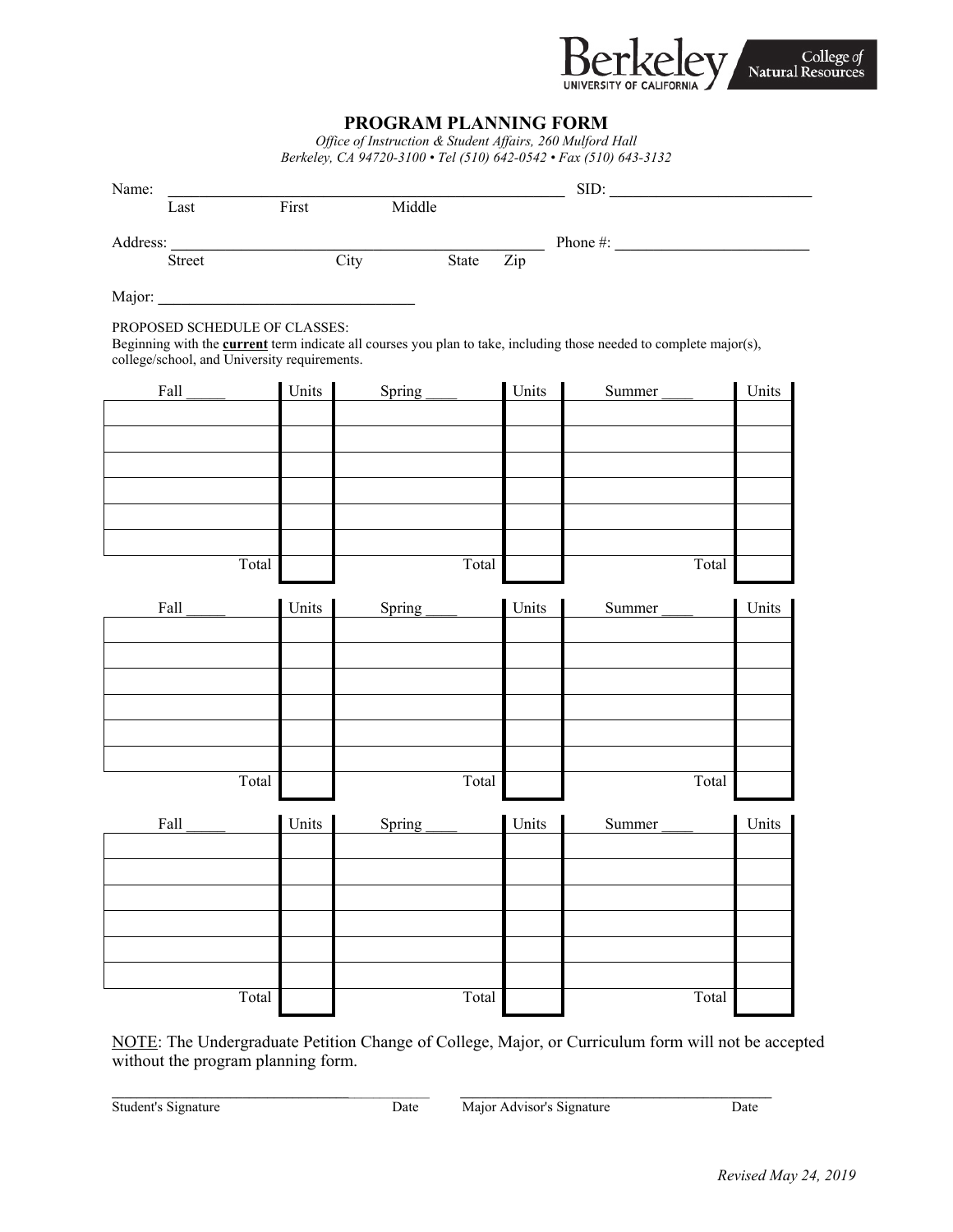Berkeley UNIVERSITY OF CALIFORNIA | College *of* Natural Resources

# PROGRAM PLANNING FORM

*Office of Instruction & Student Affairs, 260 Mulford Hall*
*Berkeley, CA 94720-3100 • Tel (510) 642-0542 • Fax (510) 643-3132*

Name: ______________________________________________ SID: ________________________
Last First Middle

Address: ____________________________________________ Phone #: ______________________
Street City State Zip

Major: ______________________________

PROPOSED SCHEDULE OF CLASSES:
Beginning with the **current** term indicate all courses you plan to take, including those needed to complete major(s), college/school, and University requirements.

| Fall _____ | Units | Spring ____ | Units | Summer ____ | Units |
|---|---|---|---|---|---|
| | | | | | |
| | | | | | |
| | | | | | |
| | | | | | |
| | | | | | |
| | | | | | |
| Total | | Total | | Total | |

| Fall _____ | Units | Spring ____ | Units | Summer ____ | Units |
|---|---|---|---|---|---|
| | | | | | |
| | | | | | |
| | | | | | |
| | | | | | |
| | | | | | |
| | | | | | |
| Total | | Total | | Total | |

| Fall _____ | Units | Spring ____ | Units | Summer ____ | Units |
|---|---|---|---|---|---|
| | | | | | |
| | | | | | |
| | | | | | |
| | | | | | |
| | | | | | |
| | | | | | |
| Total | | Total | | Total | |

NOTE: The Undergraduate Petition Change of College, Major, or Curriculum form will not be accepted without the program planning form.

______________________________________ ______________________________________
Student's Signature Date Major Advisor's Signature Date

*Revised May 24, 2019*